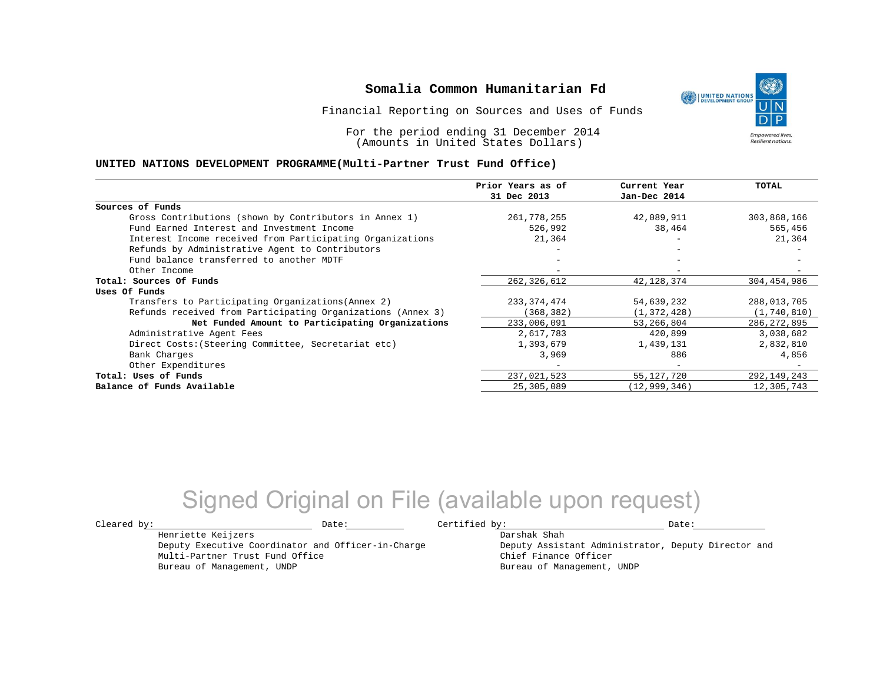# Somalia Common Humanitarian Fd

Financial Reporting on Sources and Uses of Funds

For the period ending 31 December 2014
(Amounts in United States Dollars)

## UNITED NATIONS DEVELOPMENT PROGRAMME(Multi-Partner Trust Fund Office)

| | Prior Years as of 31 Dec 2013 | Current Year Jan-Dec 2014 | TOTAL |
|---|---|---|---|
| **Sources of Funds** | | | |
| Gross Contributions (shown by Contributors in Annex 1) | 261,778,255 | 42,089,911 | 303,868,166 |
| Fund Earned Interest and Investment Income | 526,992 | 38,464 | 565,456 |
| Interest Income received from Participating Organizations | 21,364 | - | 21,364 |
| Refunds by Administrative Agent to Contributors | - | - | - |
| Fund balance transferred to another MDTF | - | - | - |
| Other Income | - | - | - |
| **Total: Sources Of Funds** | 262,326,612 | 42,128,374 | 304,454,986 |
| **Uses Of Funds** | | | |
| Transfers to Participating Organizations(Annex 2) | 233,374,474 | 54,639,232 | 288,013,705 |
| Refunds received from Participating Organizations (Annex 3) | (368,382) | (1,372,428) | (1,740,810) |
| **Net Funded Amount to Participating Organizations** | 233,006,091 | 53,266,804 | 286,272,895 |
| Administrative Agent Fees | 2,617,783 | 420,899 | 3,038,682 |
| Direct Costs:(Steering Committee, Secretariat etc) | 1,393,679 | 1,439,131 | 2,832,810 |
| Bank Charges | 3,969 | 886 | 4,856 |
| Other Expenditures | - | - | - |
| **Total: Uses of Funds** | 237,021,523 | 55,127,720 | 292,149,243 |
| **Balance of Funds Available** | 25,305,089 | (12,999,346) | 12,305,743 |

Signed Original on File (available upon request)

Cleared by: ______________________ Date: __________

Henriette Keijzers
Deputy Executive Coordinator and Officer-in-Charge
Multi-Partner Trust Fund Office
Bureau of Management, UNDP

Certified by: ______________________ Date: __________

Darshak Shah
Deputy Assistant Administrator, Deputy Director and
Chief Finance Officer
Bureau of Management, UNDP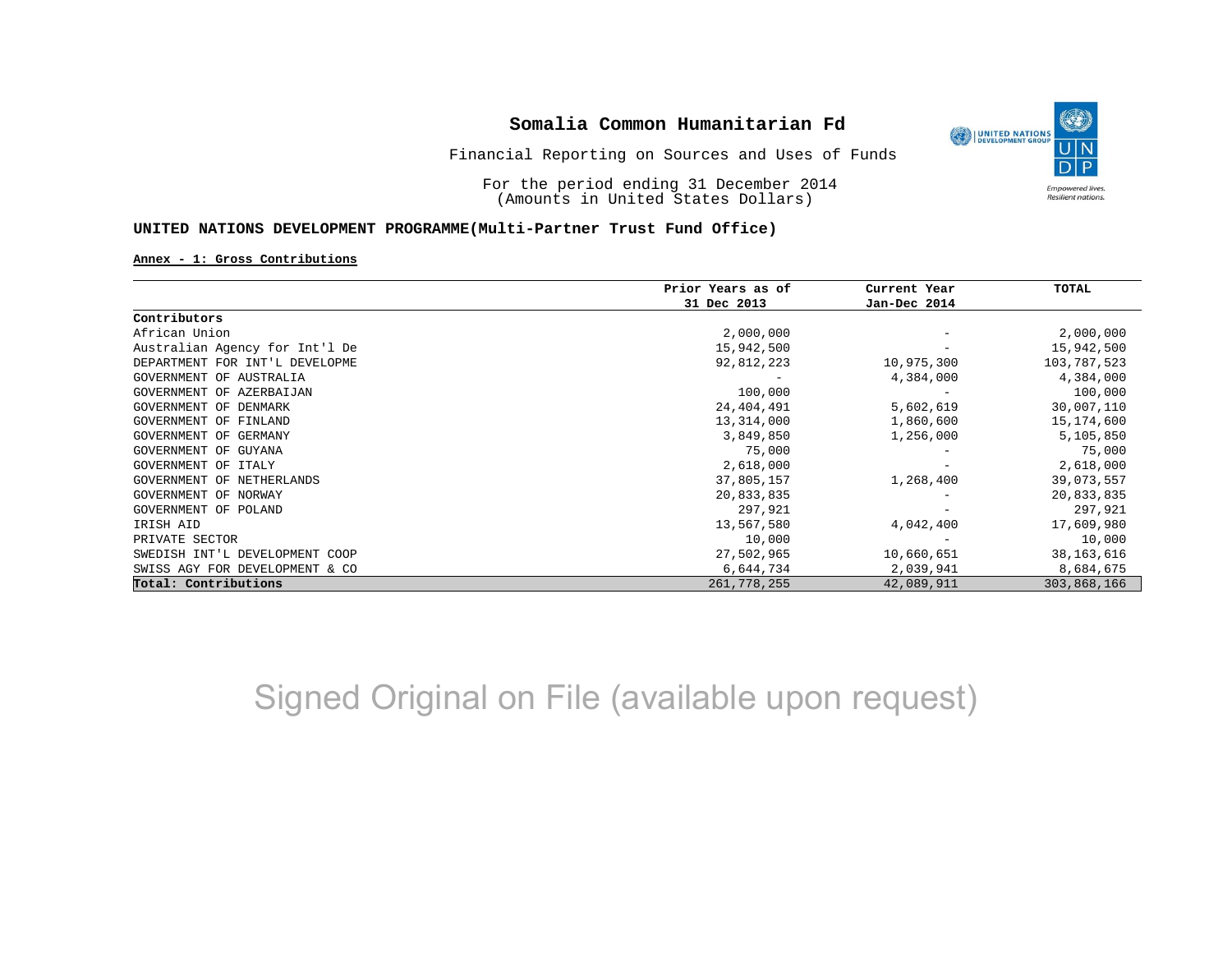# Somalia Common Humanitarian Fd

Financial Reporting on Sources and Uses of Funds

For the period ending 31 December 2014
(Amounts in United States Dollars)

**UNITED NATIONS DEVELOPMENT PROGRAMME(Multi-Partner Trust Fund Office)**

**Annex - 1: Gross Contributions**

| | Prior Years as of 31 Dec 2013 | Current Year Jan-Dec 2014 | TOTAL |
|---|---|---|---|
| **Contributors** | | | |
| African Union | 2,000,000 | - | 2,000,000 |
| Australian Agency for Int'l De | 15,942,500 | - | 15,942,500 |
| DEPARTMENT FOR INT'L DEVELOPME | 92,812,223 | 10,975,300 | 103,787,523 |
| GOVERNMENT OF AUSTRALIA | - | 4,384,000 | 4,384,000 |
| GOVERNMENT OF AZERBAIJAN | 100,000 | - | 100,000 |
| GOVERNMENT OF DENMARK | 24,404,491 | 5,602,619 | 30,007,110 |
| GOVERNMENT OF FINLAND | 13,314,000 | 1,860,600 | 15,174,600 |
| GOVERNMENT OF GERMANY | 3,849,850 | 1,256,000 | 5,105,850 |
| GOVERNMENT OF GUYANA | 75,000 | - | 75,000 |
| GOVERNMENT OF ITALY | 2,618,000 | - | 2,618,000 |
| GOVERNMENT OF NETHERLANDS | 37,805,157 | 1,268,400 | 39,073,557 |
| GOVERNMENT OF NORWAY | 20,833,835 | - | 20,833,835 |
| GOVERNMENT OF POLAND | 297,921 | - | 297,921 |
| IRISH AID | 13,567,580 | 4,042,400 | 17,609,980 |
| PRIVATE SECTOR | 10,000 | - | 10,000 |
| SWEDISH INT'L DEVELOPMENT COOP | 27,502,965 | 10,660,651 | 38,163,616 |
| SWISS AGY FOR DEVELOPMENT & CO | 6,644,734 | 2,039,941 | 8,684,675 |
| **Total: Contributions** | 261,778,255 | 42,089,911 | 303,868,166 |

Signed Original on File (available upon request)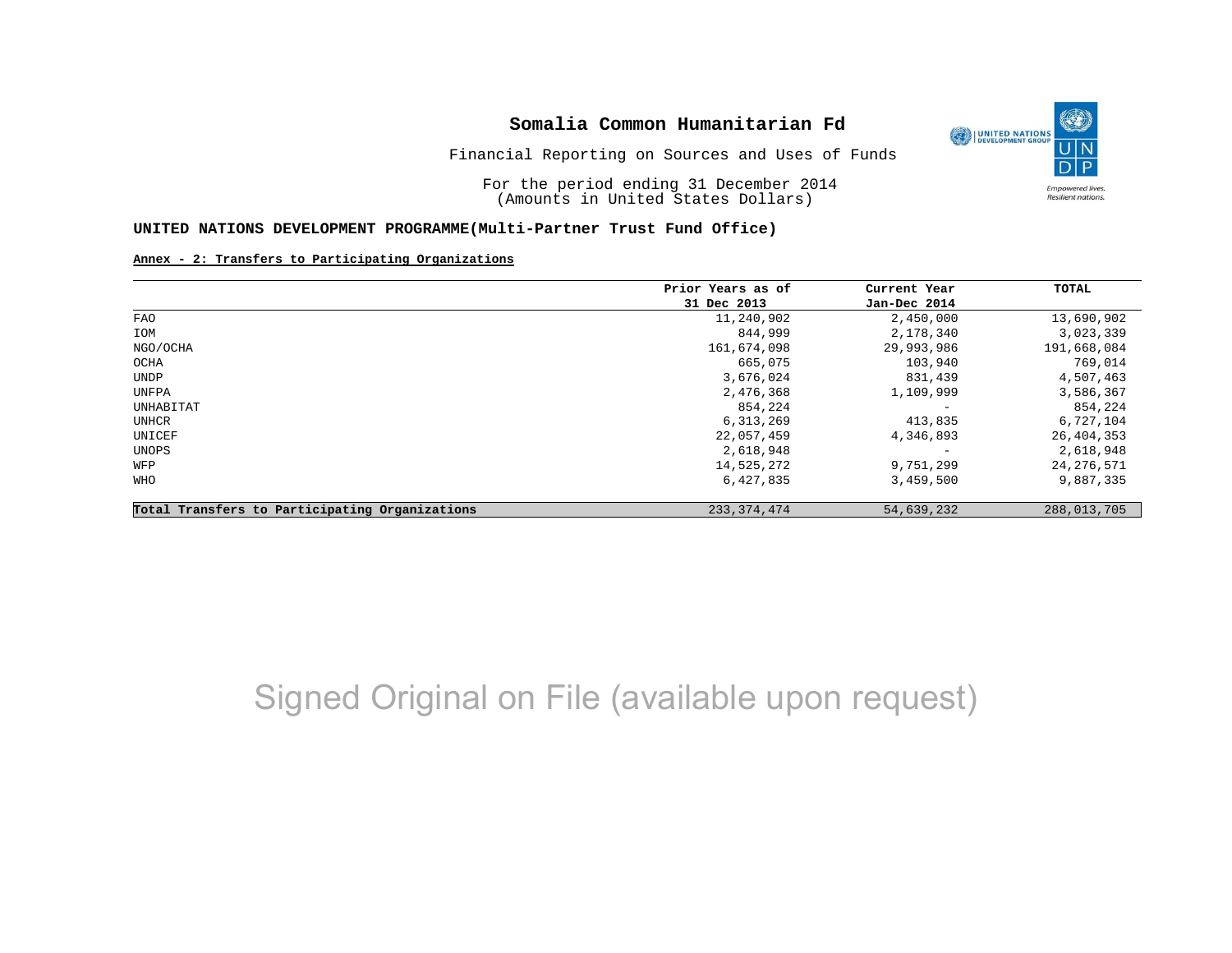# Somalia Common Humanitarian Fd

Financial Reporting on Sources and Uses of Funds

For the period ending 31 December 2014
(Amounts in United States Dollars)

## UNITED NATIONS DEVELOPMENT PROGRAMME(Multi-Partner Trust Fund Office)

**Annex - 2: Transfers to Participating Organizations**

| | Prior Years as of 31 Dec 2013 | Current Year Jan-Dec 2014 | TOTAL |
|---|---|---|---|
| FAO | 11,240,902 | 2,450,000 | 13,690,902 |
| IOM | 844,999 | 2,178,340 | 3,023,339 |
| NGO/OCHA | 161,674,098 | 29,993,986 | 191,668,084 |
| OCHA | 665,075 | 103,940 | 769,014 |
| UNDP | 3,676,024 | 831,439 | 4,507,463 |
| UNFPA | 2,476,368 | 1,109,999 | 3,586,367 |
| UNHABITAT | 854,224 | - | 854,224 |
| UNHCR | 6,313,269 | 413,835 | 6,727,104 |
| UNICEF | 22,057,459 | 4,346,893 | 26,404,353 |
| UNOPS | 2,618,948 | - | 2,618,948 |
| WFP | 14,525,272 | 9,751,299 | 24,276,571 |
| WHO | 6,427,835 | 3,459,500 | 9,887,335 |
| **Total Transfers to Participating Organizations** | 233,374,474 | 54,639,232 | 288,013,705 |

Signed Original on File (available upon request)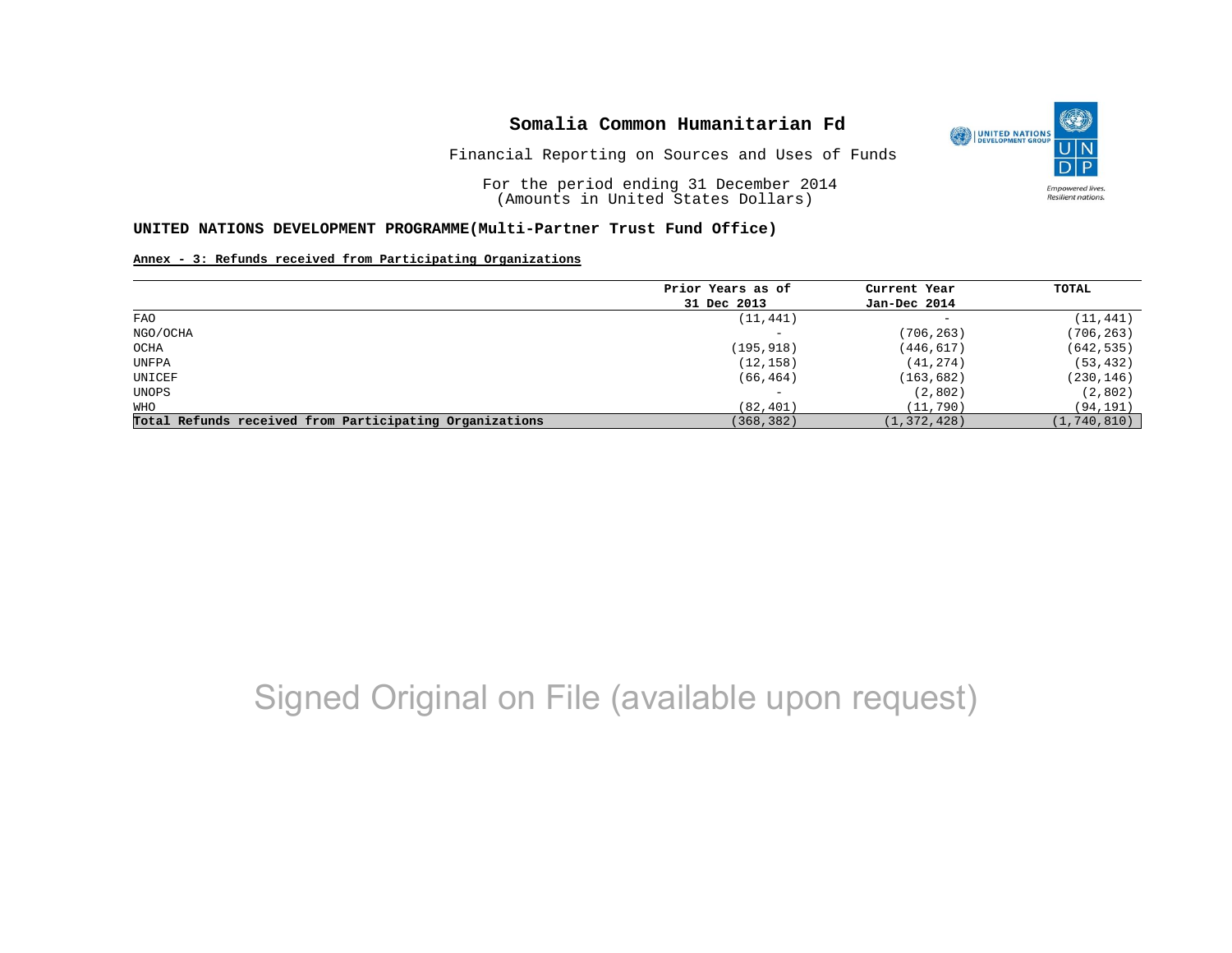# Somalia Common Humanitarian Fd

Financial Reporting on Sources and Uses of Funds

For the period ending 31 December 2014
(Amounts in United States Dollars)

**UNITED NATIONS DEVELOPMENT PROGRAMME(Multi-Partner Trust Fund Office)**

**Annex - 3: Refunds received from Participating Organizations**

| | Prior Years as of 31 Dec 2013 | Current Year Jan-Dec 2014 | TOTAL |
|---|---|---|---|
| FAO | (11,441) | - | (11,441) |
| NGO/OCHA | - | (706,263) | (706,263) |
| OCHA | (195,918) | (446,617) | (642,535) |
| UNFPA | (12,158) | (41,274) | (53,432) |
| UNICEF | (66,464) | (163,682) | (230,146) |
| UNOPS | - | (2,802) | (2,802) |
| WHO | (82,401) | (11,790) | (94,191) |
| **Total Refunds received from Participating Organizations** | (368,382) | (1,372,428) | (1,740,810) |

Signed Original on File (available upon request)